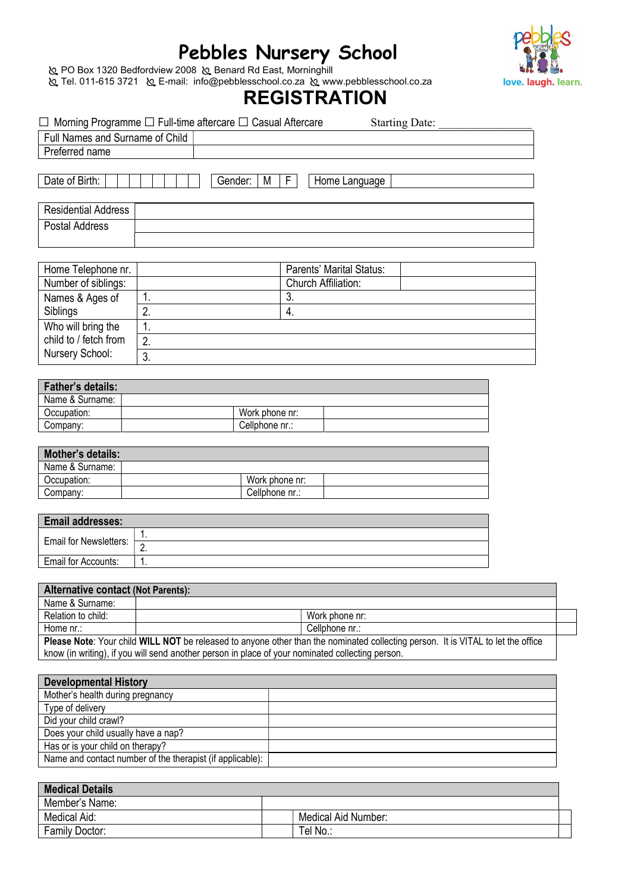# Pebbles Nursery School

PO Box 1320 Bedfordview 2008 Benard Rd East, Morninghill
Tel. 011-615 3721 E-mail: info@pebblesschool.co.za www.pebblesschool.co.za

love. laugh. learn.

## REGISTRATION

☐ Morning Programme ☐ Full-time aftercare ☐ Casual Aftercare Starting Date: ________________

| Full Names and Surname of Child | |
|---|---|
| Preferred name | |

| Date of Birth: | | | | | | | | | Gender: | M | F | Home Language | |
|---|---|---|---|---|---|---|---|---|---|---|---|---|---|

| Residential Address | |
|---|---|
| Postal Address | |
| | |

| Home Telephone nr. | | Parents' Marital Status: | |
|---|---|---|---|
| Number of siblings: | | Church Affiliation: | |
| Names & Ages of Siblings | 1. | 3. | |
| | 2. | 4. | |
| Who will bring the child to / fetch from Nursery School: | 1. | | |
| | 2. | | |
| | 3. | | |

| **Father's details:** | | | |
|---|---|---|---|
| Name & Surname: | | | |
| Occupation: | | Work phone nr: | |
| Company: | | Cellphone nr.: | |

| **Mother's details:** | | | |
|---|---|---|---|
| Name & Surname: | | | |
| Occupation: | | Work phone nr: | |
| Company: | | Cellphone nr.: | |

| **Email addresses:** | |
|---|---|
| Email for Newsletters: | 1. |
| | 2. |
| Email for Accounts: | 1. |

| **Alternative contact** (Not Parents): | | | |
|---|---|---|---|
| Name & Surname: | | | |
| Relation to child: | | Work phone nr: | |
| Home nr.: | | Cellphone nr.: | |

**Please Note**: Your child **WILL NOT** be released to anyone other than the nominated collecting person. It is VITAL to let the office know (in writing), if you will send another person in place of your nominated collecting person.

| **Developmental History** | |
|---|---|
| Mother's health during pregnancy | |
| Type of delivery | |
| Did your child crawl? | |
| Does your child usually have a nap? | |
| Has or is your child on therapy? | |
| Name and contact number of the therapist (if applicable): | |

| **Medical Details** | | | |
|---|---|---|---|
| Member's Name: | | | |
| Medical Aid: | | Medical Aid Number: | |
| Family Doctor: | | Tel No.: | |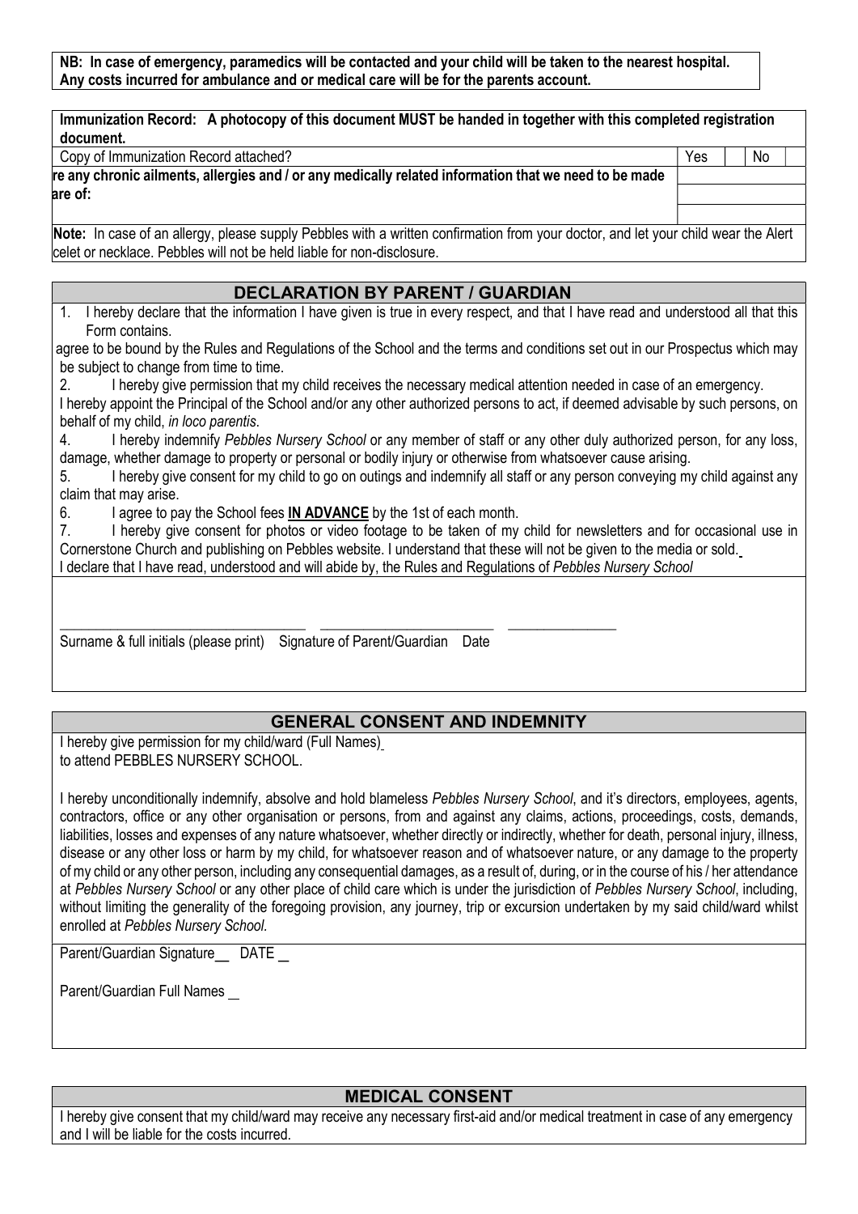**NB: In case of emergency, paramedics will be contacted and your child will be taken to the nearest hospital. Any costs incurred for ambulance and or medical care will be for the parents account.**

| **Immunization Record: A photocopy of this document MUST be handed in together with this completed registration document.** | | | | |
|---|---|---|---|---|
| Copy of Immunization Record attached? | Yes | | No | |
| **re any chronic ailments, allergies and / or any medically related information that we need to be made are of:** | | | | |
| | | | | |

**Note:** In case of an allergy, please supply Pebbles with a written confirmation from your doctor, and let your child wear the Alert celet or necklace. Pebbles will not be held liable for non-disclosure.

## DECLARATION BY PARENT / GUARDIAN

1. I hereby declare that the information I have given is true in every respect, and that I have read and understood all that this Form contains.

agree to be bound by the Rules and Regulations of the School and the terms and conditions set out in our Prospectus which may be subject to change from time to time.

2. I hereby give permission that my child receives the necessary medical attention needed in case of an emergency.

I hereby appoint the Principal of the School and/or any other authorized persons to act, if deemed advisable by such persons, on behalf of my child, *in loco parentis*.

4. I hereby indemnify *Pebbles Nursery School* or any member of staff or any other duly authorized person, for any loss, damage, whether damage to property or personal or bodily injury or otherwise from whatsoever cause arising.
5. I hereby give consent for my child to go on outings and indemnify all staff or any person conveying my child against any claim that may arise.
6. I agree to pay the School fees **IN ADVANCE** by the 1st of each month.
7. I hereby give consent for photos or video footage to be taken of my child for newsletters and for occasional use in Cornerstone Church and publishing on Pebbles website. I understand that these will not be given to the media or sold.

I declare that I have read, understood and will abide by, the Rules and Regulations of *Pebbles Nursery School*

\_\_\_\_\_\_\_\_\_\_\_\_\_\_\_\_\_\_\_\_\_\_\_\_\_\_\_\_\_\_\_\_ \_\_\_\_\_\_\_\_\_\_\_\_\_\_\_\_\_\_\_\_\_\_\_ \_\_\_\_\_\_\_\_\_\_\_\_\_\_\_

Surname & full initials (please print) Signature of Parent/Guardian Date

## GENERAL CONSENT AND INDEMNITY

I hereby give permission for my child/ward (Full Names)
to attend PEBBLES NURSERY SCHOOL.

I hereby unconditionally indemnify, absolve and hold blameless *Pebbles Nursery School*, and it's directors, employees, agents, contractors, office or any other organisation or persons, from and against any claims, actions, proceedings, costs, demands, liabilities, losses and expenses of any nature whatsoever, whether directly or indirectly, whether for death, personal injury, illness, disease or any other loss or harm by my child, for whatsoever reason and of whatsoever nature, or any damage to the property of my child or any other person, including any consequential damages, as a result of, during, or in the course of his / her attendance at *Pebbles Nursery School* or any other place of child care which is under the jurisdiction of *Pebbles Nursery School*, including, without limiting the generality of the foregoing provision, any journey, trip or excursion undertaken by my said child/ward whilst enrolled at *Pebbles Nursery School.*

Parent/Guardian Signature\_\_ DATE \_

Parent/Guardian Full Names \_

## MEDICAL CONSENT

I hereby give consent that my child/ward may receive any necessary first-aid and/or medical treatment in case of any emergency and I will be liable for the costs incurred.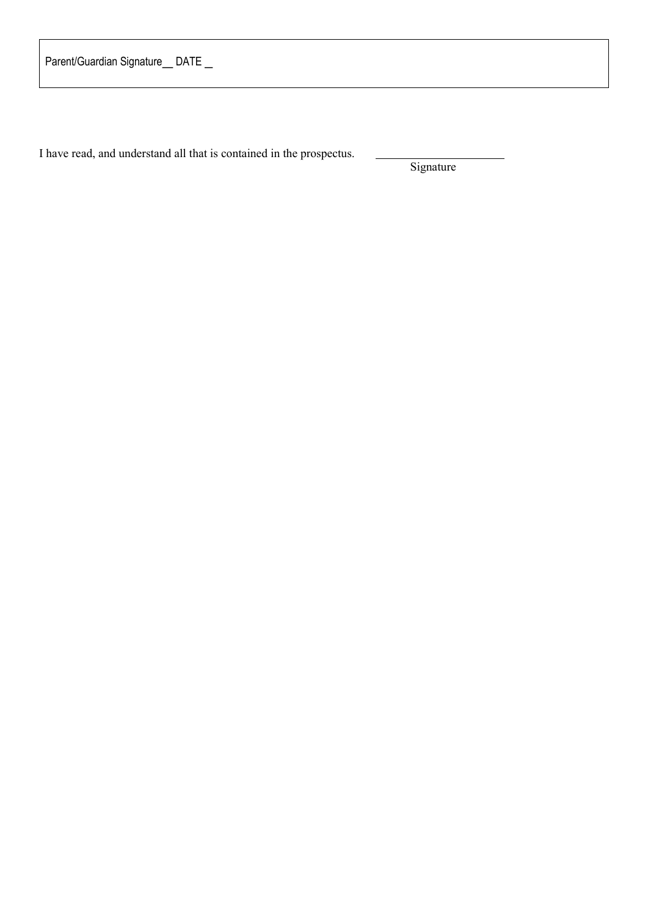Parent/Guardian Signature__ DATE _

I have read, and understand all that is contained in the prospectus.

______________________
Signature